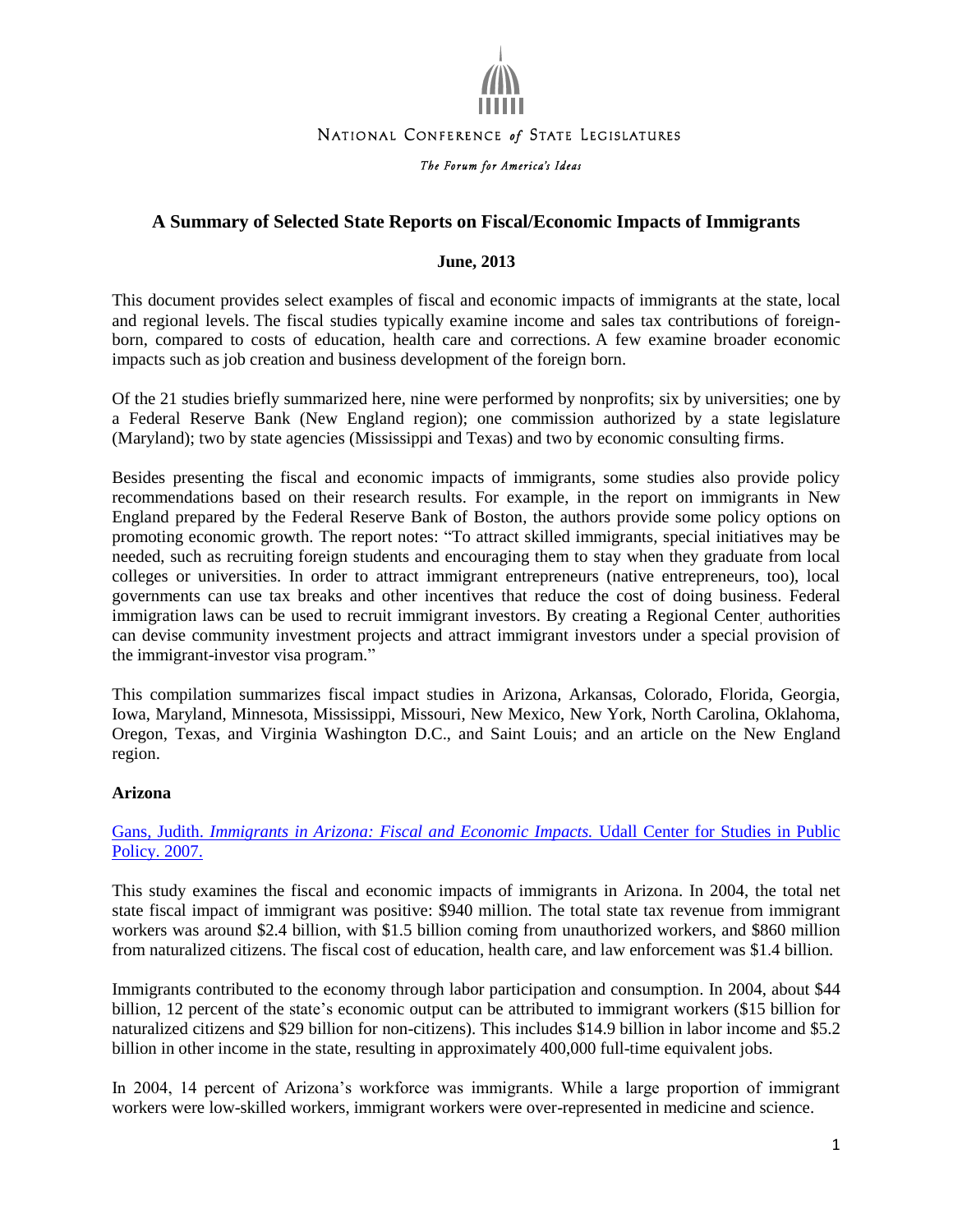NATIONAL CONFERENCE *of* STATE LEGISLATURES

*The Forum for America's Ideas*

# A Summary of Selected State Reports on Fiscal/Economic Impacts of Immigrants

**June, 2013**

This document provides select examples of fiscal and economic impacts of immigrants at the state, local and regional levels. The fiscal studies typically examine income and sales tax contributions of foreign-born, compared to costs of education, health care and corrections. A few examine broader economic impacts such as job creation and business development of the foreign born.

Of the 21 studies briefly summarized here, nine were performed by nonprofits; six by universities; one by a Federal Reserve Bank (New England region); one commission authorized by a state legislature (Maryland); two by state agencies (Mississippi and Texas) and two by economic consulting firms.

Besides presenting the fiscal and economic impacts of immigrants, some studies also provide policy recommendations based on their research results. For example, in the report on immigrants in New England prepared by the Federal Reserve Bank of Boston, the authors provide some policy options on promoting economic growth. The report notes: "To attract skilled immigrants, special initiatives may be needed, such as recruiting foreign students and encouraging them to stay when they graduate from local colleges or universities. In order to attract immigrant entrepreneurs (native entrepreneurs, too), local governments can use tax breaks and other incentives that reduce the cost of doing business. Federal immigration laws can be used to recruit immigrant investors. By creating a Regional Center, authorities can devise community investment projects and attract immigrant investors under a special provision of the immigrant-investor visa program."

This compilation summarizes fiscal impact studies in Arizona, Arkansas, Colorado, Florida, Georgia, Iowa, Maryland, Minnesota, Mississippi, Missouri, New Mexico, New York, North Carolina, Oklahoma, Oregon, Texas, and Virginia Washington D.C., and Saint Louis; and an article on the New England region.

## Arizona

Gans, Judith. *Immigrants in Arizona: Fiscal and Economic Impacts.* Udall Center for Studies in Public Policy. 2007.

This study examines the fiscal and economic impacts of immigrants in Arizona. In 2004, the total net state fiscal impact of immigrant was positive: $940 million. The total state tax revenue from immigrant workers was around $2.4 billion, with $1.5 billion coming from unauthorized workers, and $860 million from naturalized citizens. The fiscal cost of education, health care, and law enforcement was $1.4 billion.

Immigrants contributed to the economy through labor participation and consumption. In 2004, about $44 billion, 12 percent of the state's economic output can be attributed to immigrant workers ($15 billion for naturalized citizens and $29 billion for non-citizens). This includes $14.9 billion in labor income and $5.2 billion in other income in the state, resulting in approximately 400,000 full-time equivalent jobs.

In 2004, 14 percent of Arizona's workforce was immigrants. While a large proportion of immigrant workers were low-skilled workers, immigrant workers were over-represented in medicine and science.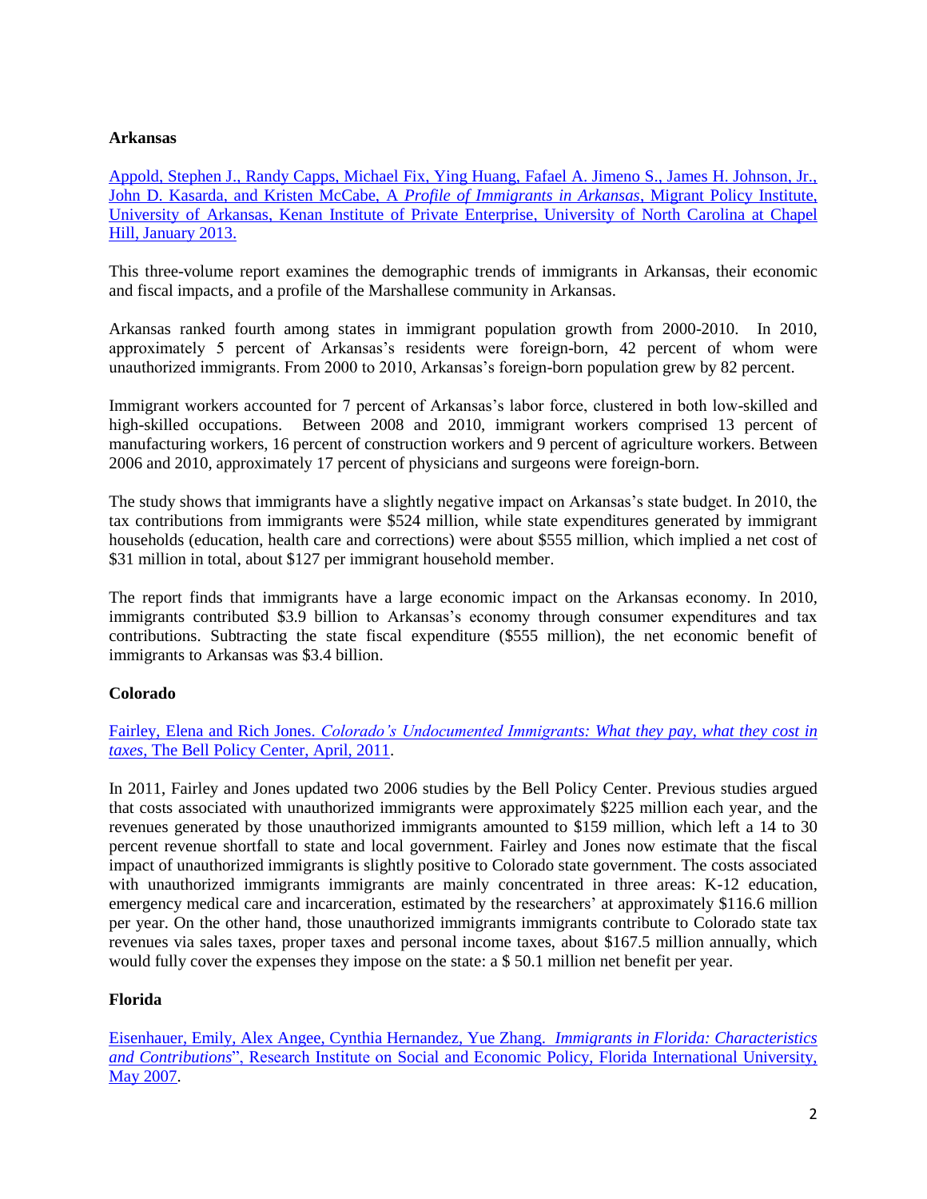**Arkansas**

Appold, Stephen J., Randy Capps, Michael Fix, Ying Huang, Fafael A. Jimeno S., James H. Johnson, Jr., John D. Kasarda, and Kristen McCabe, A *Profile of Immigrants in Arkansas*, Migrant Policy Institute, University of Arkansas, Kenan Institute of Private Enterprise, University of North Carolina at Chapel Hill, January 2013.

This three-volume report examines the demographic trends of immigrants in Arkansas, their economic and fiscal impacts, and a profile of the Marshallese community in Arkansas.

Arkansas ranked fourth among states in immigrant population growth from 2000-2010. In 2010, approximately 5 percent of Arkansas's residents were foreign-born, 42 percent of whom were unauthorized immigrants. From 2000 to 2010, Arkansas's foreign-born population grew by 82 percent.

Immigrant workers accounted for 7 percent of Arkansas's labor force, clustered in both low-skilled and high-skilled occupations. Between 2008 and 2010, immigrant workers comprised 13 percent of manufacturing workers, 16 percent of construction workers and 9 percent of agriculture workers. Between 2006 and 2010, approximately 17 percent of physicians and surgeons were foreign-born.

The study shows that immigrants have a slightly negative impact on Arkansas's state budget. In 2010, the tax contributions from immigrants were $524 million, while state expenditures generated by immigrant households (education, health care and corrections) were about $555 million, which implied a net cost of $31 million in total, about $127 per immigrant household member.

The report finds that immigrants have a large economic impact on the Arkansas economy. In 2010, immigrants contributed $3.9 billion to Arkansas's economy through consumer expenditures and tax contributions. Subtracting the state fiscal expenditure ($555 million), the net economic benefit of immigrants to Arkansas was $3.4 billion.

**Colorado**

Fairley, Elena and Rich Jones. *Colorado's Undocumented Immigrants: What they pay, what they cost in taxes*, The Bell Policy Center, April, 2011.

In 2011, Fairley and Jones updated two 2006 studies by the Bell Policy Center. Previous studies argued that costs associated with unauthorized immigrants were approximately $225 million each year, and the revenues generated by those unauthorized immigrants amounted to $159 million, which left a 14 to 30 percent revenue shortfall to state and local government. Fairley and Jones now estimate that the fiscal impact of unauthorized immigrants is slightly positive to Colorado state government. The costs associated with unauthorized immigrants immigrants are mainly concentrated in three areas: K-12 education, emergency medical care and incarceration, estimated by the researchers' at approximately $116.6 million per year. On the other hand, those unauthorized immigrants immigrants contribute to Colorado state tax revenues via sales taxes, proper taxes and personal income taxes, about $167.5 million annually, which would fully cover the expenses they impose on the state: a $ 50.1 million net benefit per year.

**Florida**

Eisenhauer, Emily, Alex Angee, Cynthia Hernandez, Yue Zhang. *Immigrants in Florida: Characteristics and Contributions*", Research Institute on Social and Economic Policy, Florida International University, May 2007.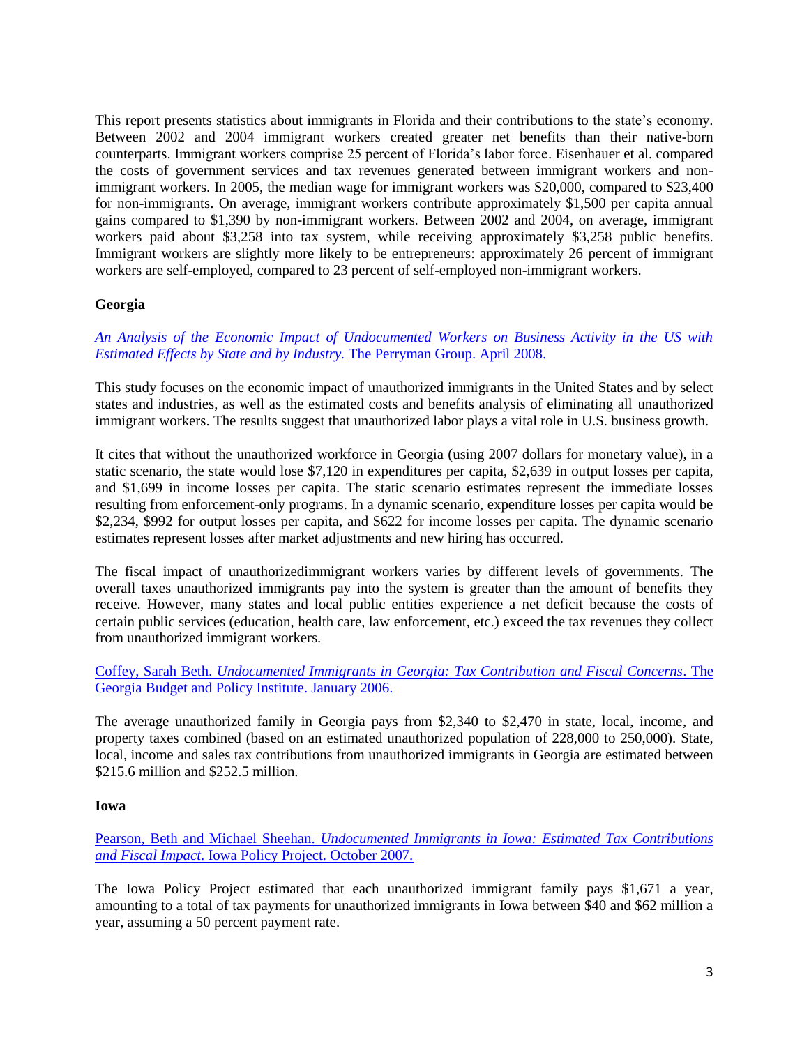This report presents statistics about immigrants in Florida and their contributions to the state's economy. Between 2002 and 2004 immigrant workers created greater net benefits than their native-born counterparts. Immigrant workers comprise 25 percent of Florida's labor force. Eisenhauer et al. compared the costs of government services and tax revenues generated between immigrant workers and non-immigrant workers. In 2005, the median wage for immigrant workers was $20,000, compared to $23,400 for non-immigrants. On average, immigrant workers contribute approximately $1,500 per capita annual gains compared to $1,390 by non-immigrant workers. Between 2002 and 2004, on average, immigrant workers paid about $3,258 into tax system, while receiving approximately $3,258 public benefits. Immigrant workers are slightly more likely to be entrepreneurs: approximately 26 percent of immigrant workers are self-employed, compared to 23 percent of self-employed non-immigrant workers.

**Georgia**

*An Analysis of the Economic Impact of Undocumented Workers on Business Activity in the US with Estimated Effects by State and by Industry.* The Perryman Group. April 2008.

This study focuses on the economic impact of unauthorized immigrants in the United States and by select states and industries, as well as the estimated costs and benefits analysis of eliminating all unauthorized immigrant workers. The results suggest that unauthorized labor plays a vital role in U.S. business growth.

It cites that without the unauthorized workforce in Georgia (using 2007 dollars for monetary value), in a static scenario, the state would lose $7,120 in expenditures per capita, $2,639 in output losses per capita, and $1,699 in income losses per capita. The static scenario estimates represent the immediate losses resulting from enforcement-only programs. In a dynamic scenario, expenditure losses per capita would be $2,234, $992 for output losses per capita, and $622 for income losses per capita. The dynamic scenario estimates represent losses after market adjustments and new hiring has occurred.

The fiscal impact of unauthorizedimmigrant workers varies by different levels of governments. The overall taxes unauthorized immigrants pay into the system is greater than the amount of benefits they receive. However, many states and local public entities experience a net deficit because the costs of certain public services (education, health care, law enforcement, etc.) exceed the tax revenues they collect from unauthorized immigrant workers.

Coffey, Sarah Beth. *Undocumented Immigrants in Georgia: Tax Contribution and Fiscal Concerns*. The Georgia Budget and Policy Institute. January 2006.

The average unauthorized family in Georgia pays from $2,340 to $2,470 in state, local, income, and property taxes combined (based on an estimated unauthorized population of 228,000 to 250,000). State, local, income and sales tax contributions from unauthorized immigrants in Georgia are estimated between $215.6 million and $252.5 million.

**Iowa**

Pearson, Beth and Michael Sheehan. *Undocumented Immigrants in Iowa: Estimated Tax Contributions and Fiscal Impact*. Iowa Policy Project. October 2007.

The Iowa Policy Project estimated that each unauthorized immigrant family pays $1,671 a year, amounting to a total of tax payments for unauthorized immigrants in Iowa between $40 and $62 million a year, assuming a 50 percent payment rate.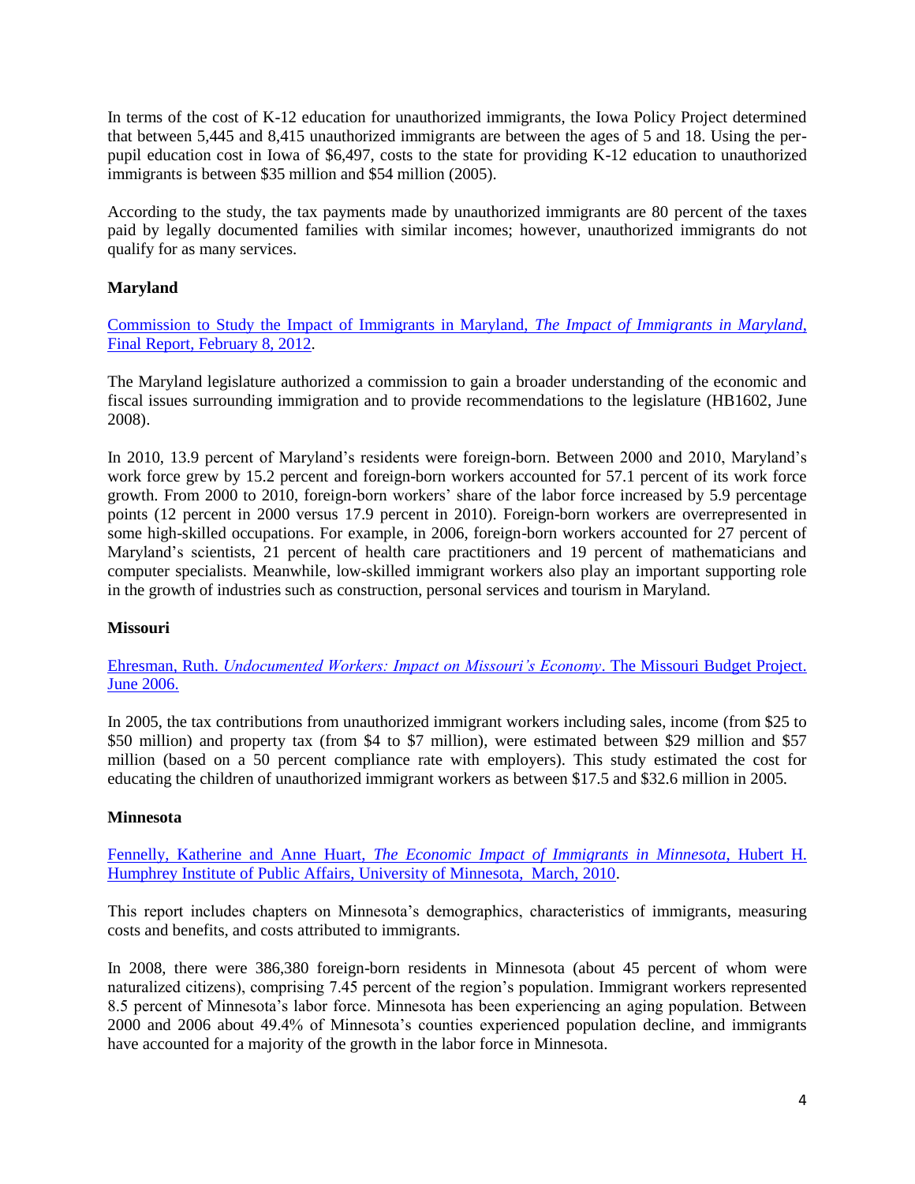In terms of the cost of K-12 education for unauthorized immigrants, the Iowa Policy Project determined that between 5,445 and 8,415 unauthorized immigrants are between the ages of 5 and 18. Using the per-pupil education cost in Iowa of $6,497, costs to the state for providing K-12 education to unauthorized immigrants is between $35 million and $54 million (2005).

According to the study, the tax payments made by unauthorized immigrants are 80 percent of the taxes paid by legally documented families with similar incomes; however, unauthorized immigrants do not qualify for as many services.

**Maryland**

Commission to Study the Impact of Immigrants in Maryland, *The Impact of Immigrants in Maryland*, Final Report, February 8, 2012.

The Maryland legislature authorized a commission to gain a broader understanding of the economic and fiscal issues surrounding immigration and to provide recommendations to the legislature (HB1602, June 2008).

In 2010, 13.9 percent of Maryland's residents were foreign-born. Between 2000 and 2010, Maryland's work force grew by 15.2 percent and foreign-born workers accounted for 57.1 percent of its work force growth. From 2000 to 2010, foreign-born workers' share of the labor force increased by 5.9 percentage points (12 percent in 2000 versus 17.9 percent in 2010). Foreign-born workers are overrepresented in some high-skilled occupations. For example, in 2006, foreign-born workers accounted for 27 percent of Maryland's scientists, 21 percent of health care practitioners and 19 percent of mathematicians and computer specialists. Meanwhile, low-skilled immigrant workers also play an important supporting role in the growth of industries such as construction, personal services and tourism in Maryland.

**Missouri**

Ehresman, Ruth. *Undocumented Workers: Impact on Missouri's Economy*. The Missouri Budget Project. June 2006.

In 2005, the tax contributions from unauthorized immigrant workers including sales, income (from $25 to $50 million) and property tax (from $4 to $7 million), were estimated between $29 million and $57 million (based on a 50 percent compliance rate with employers). This study estimated the cost for educating the children of unauthorized immigrant workers as between $17.5 and $32.6 million in 2005.

**Minnesota**

Fennelly, Katherine and Anne Huart, *The Economic Impact of Immigrants in Minnesota*, Hubert H. Humphrey Institute of Public Affairs, University of Minnesota, March, 2010.

This report includes chapters on Minnesota's demographics, characteristics of immigrants, measuring costs and benefits, and costs attributed to immigrants.

In 2008, there were 386,380 foreign-born residents in Minnesota (about 45 percent of whom were naturalized citizens), comprising 7.45 percent of the region's population. Immigrant workers represented 8.5 percent of Minnesota's labor force. Minnesota has been experiencing an aging population. Between 2000 and 2006 about 49.4% of Minnesota's counties experienced population decline, and immigrants have accounted for a majority of the growth in the labor force in Minnesota.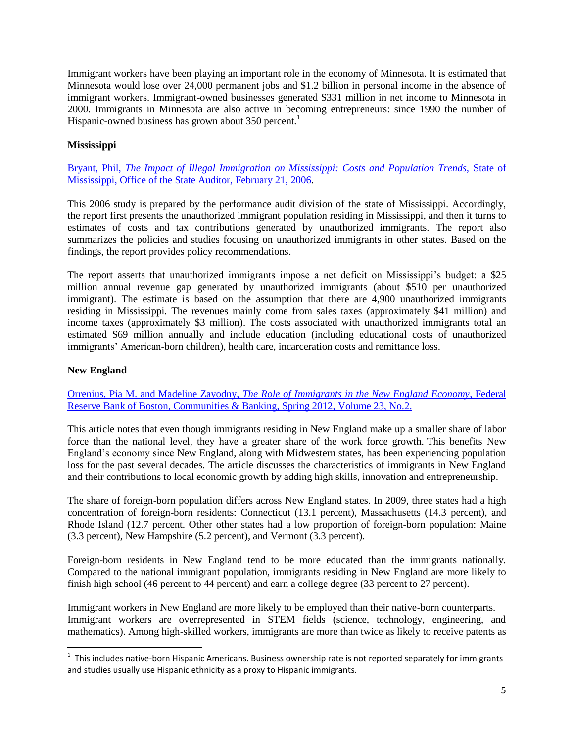Immigrant workers have been playing an important role in the economy of Minnesota. It is estimated that Minnesota would lose over 24,000 permanent jobs and $1.2 billion in personal income in the absence of immigrant workers. Immigrant-owned businesses generated $331 million in net income to Minnesota in 2000. Immigrants in Minnesota are also active in becoming entrepreneurs: since 1990 the number of Hispanic-owned business has grown about 350 percent.[1]

### Mississippi

Bryant, Phil, *The Impact of Illegal Immigration on Mississippi: Costs and Population Trends*, State of Mississippi, Office of the State Auditor, February 21, 2006.

This 2006 study is prepared by the performance audit division of the state of Mississippi. Accordingly, the report first presents the unauthorized immigrant population residing in Mississippi, and then it turns to estimates of costs and tax contributions generated by unauthorized immigrants. The report also summarizes the policies and studies focusing on unauthorized immigrants in other states. Based on the findings, the report provides policy recommendations.

The report asserts that unauthorized immigrants impose a net deficit on Mississippi's budget: a $25 million annual revenue gap generated by unauthorized immigrants (about $510 per unauthorized immigrant). The estimate is based on the assumption that there are 4,900 unauthorized immigrants residing in Mississippi. The revenues mainly come from sales taxes (approximately $41 million) and income taxes (approximately $3 million). The costs associated with unauthorized immigrants total an estimated $69 million annually and include education (including educational costs of unauthorized immigrants' American-born children), health care, incarceration costs and remittance loss.

### New England

Orrenius, Pia M. and Madeline Zavodny, *The Role of Immigrants in the New England Economy*, Federal Reserve Bank of Boston, Communities & Banking, Spring 2012, Volume 23, No.2.

This article notes that even though immigrants residing in New England make up a smaller share of labor force than the national level, they have a greater share of the work force growth. This benefits New England's economy since New England, along with Midwestern states, has been experiencing population loss for the past several decades. The article discusses the characteristics of immigrants in New England and their contributions to local economic growth by adding high skills, innovation and entrepreneurship.

The share of foreign-born population differs across New England states. In 2009, three states had a high concentration of foreign-born residents: Connecticut (13.1 percent), Massachusetts (14.3 percent), and Rhode Island (12.7 percent. Other other states had a low proportion of foreign-born population: Maine (3.3 percent), New Hampshire (5.2 percent), and Vermont (3.3 percent).

Foreign-born residents in New England tend to be more educated than the immigrants nationally. Compared to the national immigrant population, immigrants residing in New England are more likely to finish high school (46 percent to 44 percent) and earn a college degree (33 percent to 27 percent).

Immigrant workers in New England are more likely to be employed than their native-born counterparts. Immigrant workers are overrepresented in STEM fields (science, technology, engineering, and mathematics). Among high-skilled workers, immigrants are more than twice as likely to receive patents as

---

[1] This includes native-born Hispanic Americans. Business ownership rate is not reported separately for immigrants and studies usually use Hispanic ethnicity as a proxy to Hispanic immigrants.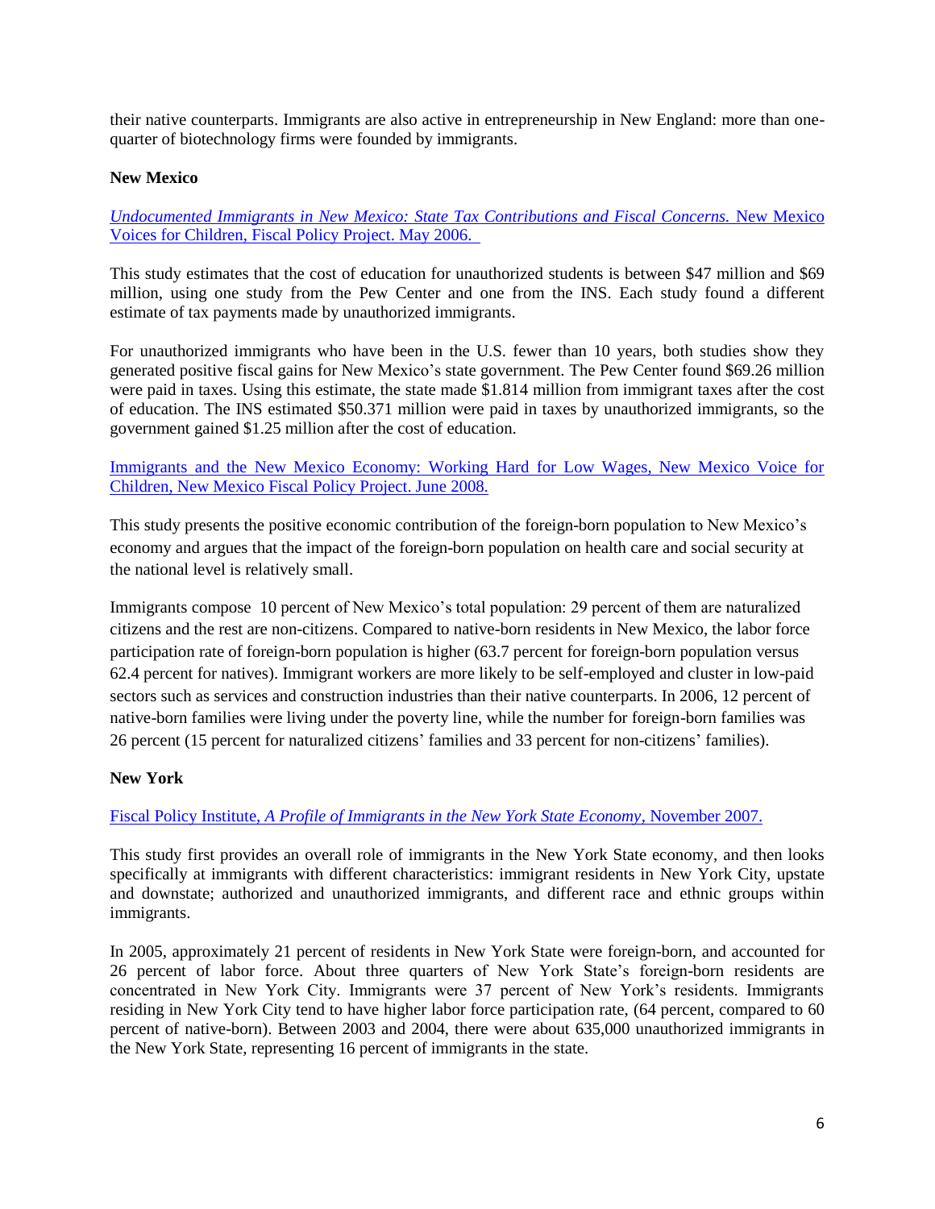their native counterparts. Immigrants are also active in entrepreneurship in New England: more than one-quarter of biotechnology firms were founded by immigrants.

**New Mexico**

[*Undocumented Immigrants in New Mexico: State Tax Contributions and Fiscal Concerns.* New Mexico Voices for Children, Fiscal Policy Project. May 2006.]

This study estimates that the cost of education for unauthorized students is between $47 million and $69 million, using one study from the Pew Center and one from the INS. Each study found a different estimate of tax payments made by unauthorized immigrants.

For unauthorized immigrants who have been in the U.S. fewer than 10 years, both studies show they generated positive fiscal gains for New Mexico's state government. The Pew Center found $69.26 million were paid in taxes. Using this estimate, the state made $1.814 million from immigrant taxes after the cost of education. The INS estimated $50.371 million were paid in taxes by unauthorized immigrants, so the government gained $1.25 million after the cost of education.

[Immigrants and the New Mexico Economy: Working Hard for Low Wages, New Mexico Voice for Children, New Mexico Fiscal Policy Project. June 2008.]

This study presents the positive economic contribution of the foreign-born population to New Mexico's economy and argues that the impact of the foreign-born population on health care and social security at the national level is relatively small.

Immigrants compose 10 percent of New Mexico's total population: 29 percent of them are naturalized citizens and the rest are non-citizens. Compared to native-born residents in New Mexico, the labor force participation rate of foreign-born population is higher (63.7 percent for foreign-born population versus 62.4 percent for natives). Immigrant workers are more likely to be self-employed and cluster in low-paid sectors such as services and construction industries than their native counterparts. In 2006, 12 percent of native-born families were living under the poverty line, while the number for foreign-born families was 26 percent (15 percent for naturalized citizens' families and 33 percent for non-citizens' families).

**New York**

[Fiscal Policy Institute, *A Profile of Immigrants in the New York State Economy*, November 2007.]

This study first provides an overall role of immigrants in the New York State economy, and then looks specifically at immigrants with different characteristics: immigrant residents in New York City, upstate and downstate; authorized and unauthorized immigrants, and different race and ethnic groups within immigrants.

In 2005, approximately 21 percent of residents in New York State were foreign-born, and accounted for 26 percent of labor force. About three quarters of New York State's foreign-born residents are concentrated in New York City. Immigrants were 37 percent of New York's residents. Immigrants residing in New York City tend to have higher labor force participation rate, (64 percent, compared to 60 percent of native-born). Between 2003 and 2004, there were about 635,000 unauthorized immigrants in the New York State, representing 16 percent of immigrants in the state.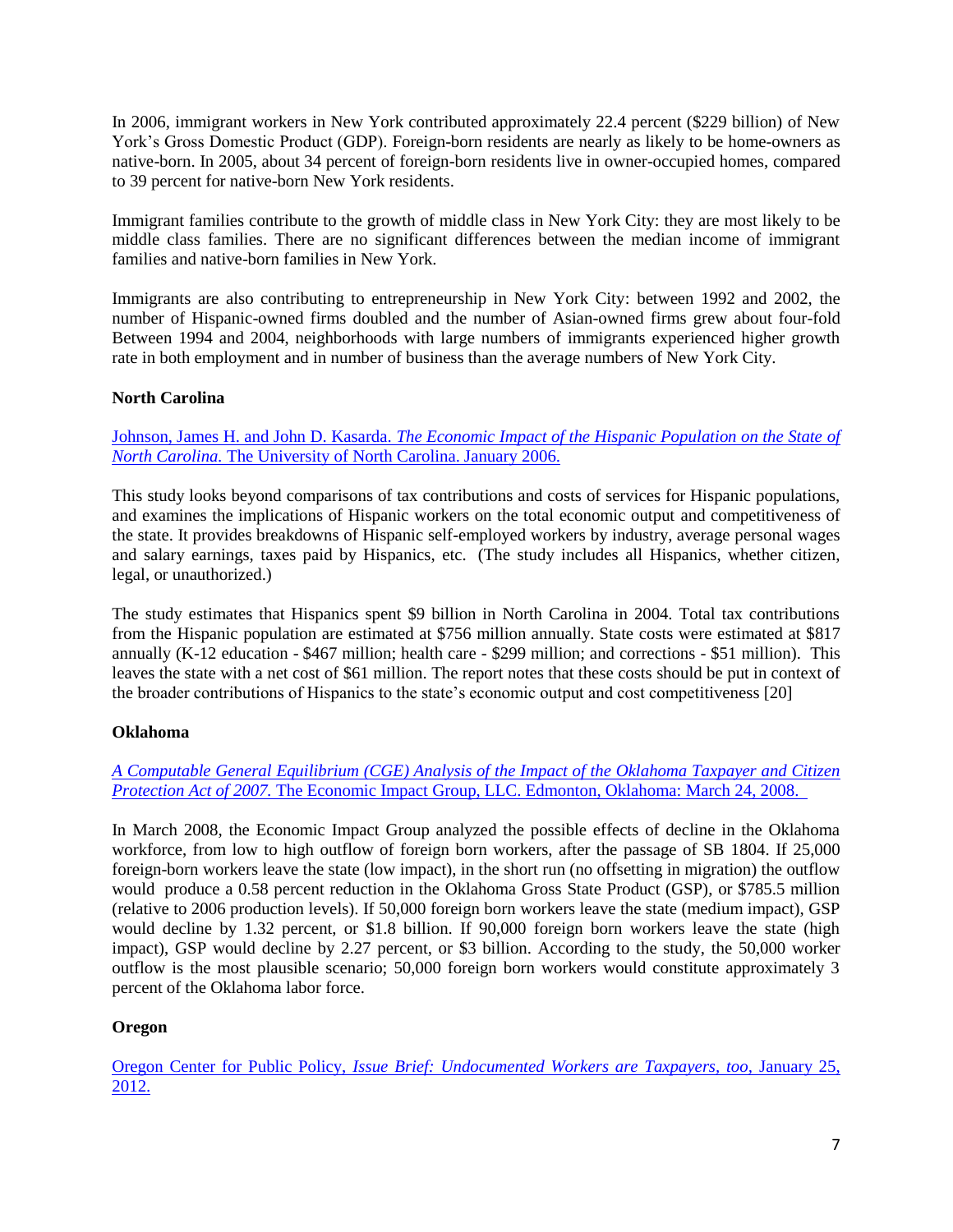In 2006, immigrant workers in New York contributed approximately 22.4 percent ($229 billion) of New York's Gross Domestic Product (GDP). Foreign-born residents are nearly as likely to be home-owners as native-born. In 2005, about 34 percent of foreign-born residents live in owner-occupied homes, compared to 39 percent for native-born New York residents.

Immigrant families contribute to the growth of middle class in New York City: they are most likely to be middle class families. There are no significant differences between the median income of immigrant families and native-born families in New York.

Immigrants are also contributing to entrepreneurship in New York City: between 1992 and 2002, the number of Hispanic-owned firms doubled and the number of Asian-owned firms grew about four-fold Between 1994 and 2004, neighborhoods with large numbers of immigrants experienced higher growth rate in both employment and in number of business than the average numbers of New York City.

### North Carolina

Johnson, James H. and John D. Kasarda. *The Economic Impact of the Hispanic Population on the State of North Carolina.* The University of North Carolina. January 2006.

This study looks beyond comparisons of tax contributions and costs of services for Hispanic populations, and examines the implications of Hispanic workers on the total economic output and competitiveness of the state. It provides breakdowns of Hispanic self-employed workers by industry, average personal wages and salary earnings, taxes paid by Hispanics, etc. (The study includes all Hispanics, whether citizen, legal, or unauthorized.)

The study estimates that Hispanics spent $9 billion in North Carolina in 2004. Total tax contributions from the Hispanic population are estimated at $756 million annually. State costs were estimated at $817 annually (K-12 education - $467 million; health care - $299 million; and corrections - $51 million). This leaves the state with a net cost of $61 million. The report notes that these costs should be put in context of the broader contributions of Hispanics to the state's economic output and cost competitiveness [20]

### Oklahoma

*A Computable General Equilibrium (CGE) Analysis of the Impact of the Oklahoma Taxpayer and Citizen Protection Act of 2007.* The Economic Impact Group, LLC. Edmonton, Oklahoma: March 24, 2008.

In March 2008, the Economic Impact Group analyzed the possible effects of decline in the Oklahoma workforce, from low to high outflow of foreign born workers, after the passage of SB 1804. If 25,000 foreign-born workers leave the state (low impact), in the short run (no offsetting in migration) the outflow would produce a 0.58 percent reduction in the Oklahoma Gross State Product (GSP), or $785.5 million (relative to 2006 production levels). If 50,000 foreign born workers leave the state (medium impact), GSP would decline by 1.32 percent, or $1.8 billion. If 90,000 foreign born workers leave the state (high impact), GSP would decline by 2.27 percent, or $3 billion. According to the study, the 50,000 worker outflow is the most plausible scenario; 50,000 foreign born workers would constitute approximately 3 percent of the Oklahoma labor force.

### Oregon

Oregon Center for Public Policy, *Issue Brief: Undocumented Workers are Taxpayers, too*, January 25, 2012.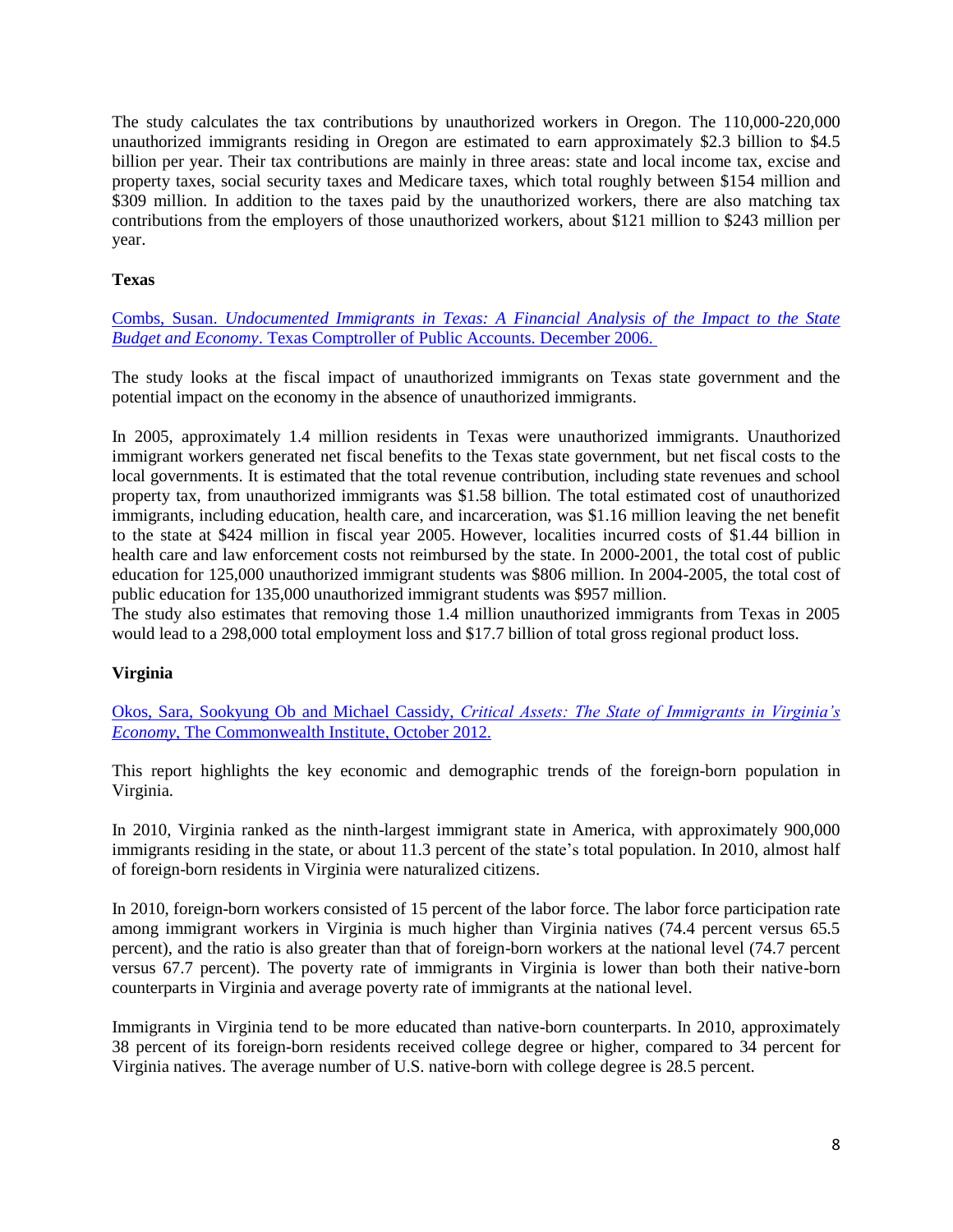The study calculates the tax contributions by unauthorized workers in Oregon. The 110,000-220,000 unauthorized immigrants residing in Oregon are estimated to earn approximately $2.3 billion to $4.5 billion per year. Their tax contributions are mainly in three areas: state and local income tax, excise and property taxes, social security taxes and Medicare taxes, which total roughly between $154 million and $309 million. In addition to the taxes paid by the unauthorized workers, there are also matching tax contributions from the employers of those unauthorized workers, about $121 million to $243 million per year.

**Texas**

Combs, Susan. *Undocumented Immigrants in Texas: A Financial Analysis of the Impact to the State Budget and Economy*. Texas Comptroller of Public Accounts. December 2006.

The study looks at the fiscal impact of unauthorized immigrants on Texas state government and the potential impact on the economy in the absence of unauthorized immigrants.

In 2005, approximately 1.4 million residents in Texas were unauthorized immigrants. Unauthorized immigrant workers generated net fiscal benefits to the Texas state government, but net fiscal costs to the local governments. It is estimated that the total revenue contribution, including state revenues and school property tax, from unauthorized immigrants was $1.58 billion. The total estimated cost of unauthorized immigrants, including education, health care, and incarceration, was $1.16 million leaving the net benefit to the state at $424 million in fiscal year 2005. However, localities incurred costs of $1.44 billion in health care and law enforcement costs not reimbursed by the state. In 2000-2001, the total cost of public education for 125,000 unauthorized immigrant students was $806 million. In 2004-2005, the total cost of public education for 135,000 unauthorized immigrant students was $957 million.

The study also estimates that removing those 1.4 million unauthorized immigrants from Texas in 2005 would lead to a 298,000 total employment loss and $17.7 billion of total gross regional product loss.

**Virginia**

Okos, Sara, Sookyung Ob and Michael Cassidy, *Critical Assets: The State of Immigrants in Virginia's Economy*, The Commonwealth Institute, October 2012.

This report highlights the key economic and demographic trends of the foreign-born population in Virginia.

In 2010, Virginia ranked as the ninth-largest immigrant state in America, with approximately 900,000 immigrants residing in the state, or about 11.3 percent of the state's total population. In 2010, almost half of foreign-born residents in Virginia were naturalized citizens.

In 2010, foreign-born workers consisted of 15 percent of the labor force. The labor force participation rate among immigrant workers in Virginia is much higher than Virginia natives (74.4 percent versus 65.5 percent), and the ratio is also greater than that of foreign-born workers at the national level (74.7 percent versus 67.7 percent). The poverty rate of immigrants in Virginia is lower than both their native-born counterparts in Virginia and average poverty rate of immigrants at the national level.

Immigrants in Virginia tend to be more educated than native-born counterparts. In 2010, approximately 38 percent of its foreign-born residents received college degree or higher, compared to 34 percent for Virginia natives. The average number of U.S. native-born with college degree is 28.5 percent.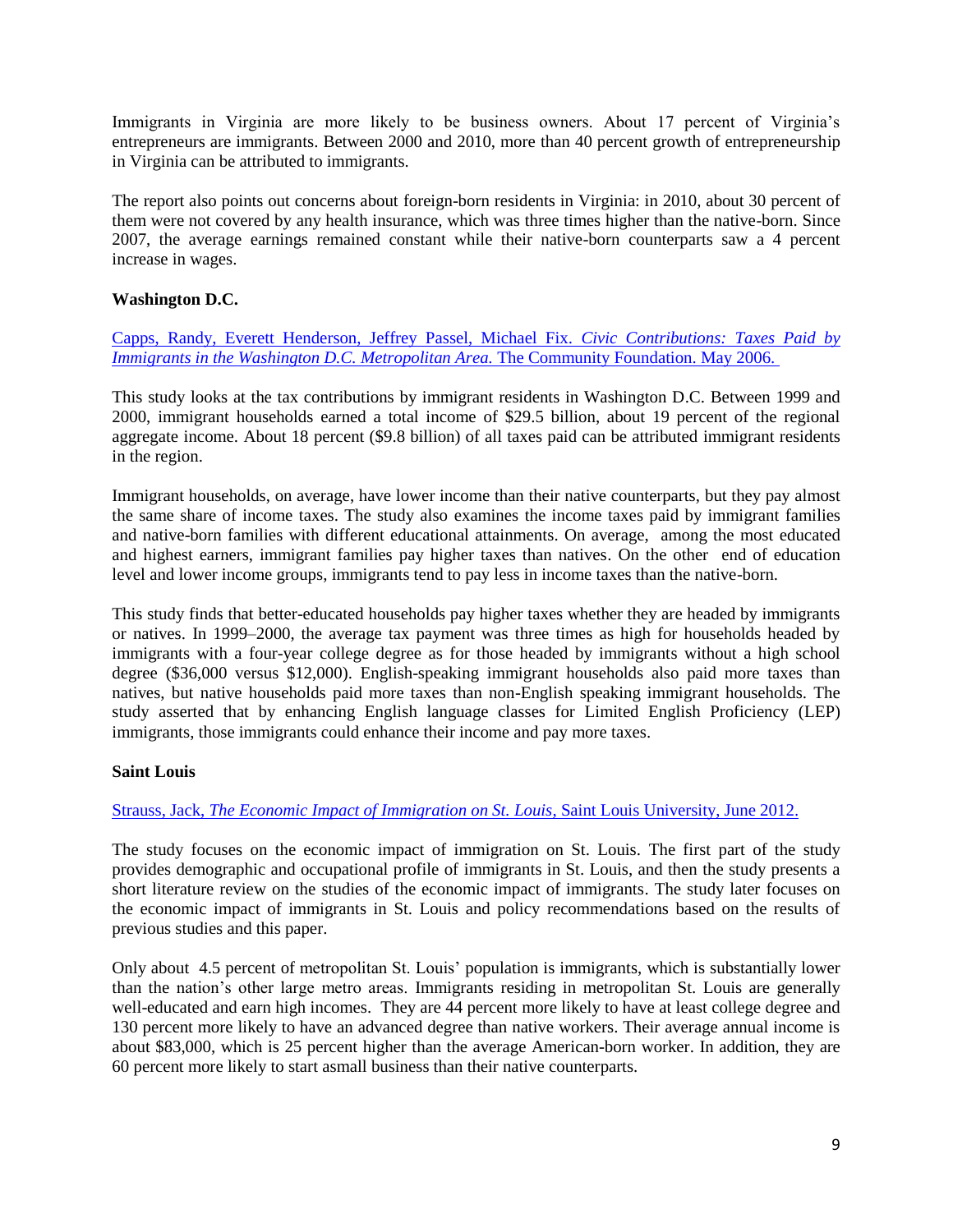Immigrants in Virginia are more likely to be business owners. About 17 percent of Virginia's entrepreneurs are immigrants. Between 2000 and 2010, more than 40 percent growth of entrepreneurship in Virginia can be attributed to immigrants.

The report also points out concerns about foreign-born residents in Virginia: in 2010, about 30 percent of them were not covered by any health insurance, which was three times higher than the native-born. Since 2007, the average earnings remained constant while their native-born counterparts saw a 4 percent increase in wages.

**Washington D.C.**

Capps, Randy, Everett Henderson, Jeffrey Passel, Michael Fix. *Civic Contributions: Taxes Paid by Immigrants in the Washington D.C. Metropolitan Area.* The Community Foundation. May 2006.

This study looks at the tax contributions by immigrant residents in Washington D.C. Between 1999 and 2000, immigrant households earned a total income of $29.5 billion, about 19 percent of the regional aggregate income. About 18 percent ($9.8 billion) of all taxes paid can be attributed immigrant residents in the region.

Immigrant households, on average, have lower income than their native counterparts, but they pay almost the same share of income taxes. The study also examines the income taxes paid by immigrant families and native-born families with different educational attainments. On average, among the most educated and highest earners, immigrant families pay higher taxes than natives. On the other end of education level and lower income groups, immigrants tend to pay less in income taxes than the native-born.

This study finds that better-educated households pay higher taxes whether they are headed by immigrants or natives. In 1999–2000, the average tax payment was three times as high for households headed by immigrants with a four-year college degree as for those headed by immigrants without a high school degree ($36,000 versus $12,000). English-speaking immigrant households also paid more taxes than natives, but native households paid more taxes than non-English speaking immigrant households. The study asserted that by enhancing English language classes for Limited English Proficiency (LEP) immigrants, those immigrants could enhance their income and pay more taxes.

**Saint Louis**

Strauss, Jack, *The Economic Impact of Immigration on St. Louis*, Saint Louis University, June 2012.

The study focuses on the economic impact of immigration on St. Louis. The first part of the study provides demographic and occupational profile of immigrants in St. Louis, and then the study presents a short literature review on the studies of the economic impact of immigrants. The study later focuses on the economic impact of immigrants in St. Louis and policy recommendations based on the results of previous studies and this paper.

Only about 4.5 percent of metropolitan St. Louis' population is immigrants, which is substantially lower than the nation's other large metro areas. Immigrants residing in metropolitan St. Louis are generally well-educated and earn high incomes. They are 44 percent more likely to have at least college degree and 130 percent more likely to have an advanced degree than native workers. Their average annual income is about $83,000, which is 25 percent higher than the average American-born worker. In addition, they are 60 percent more likely to start asmall business than their native counterparts.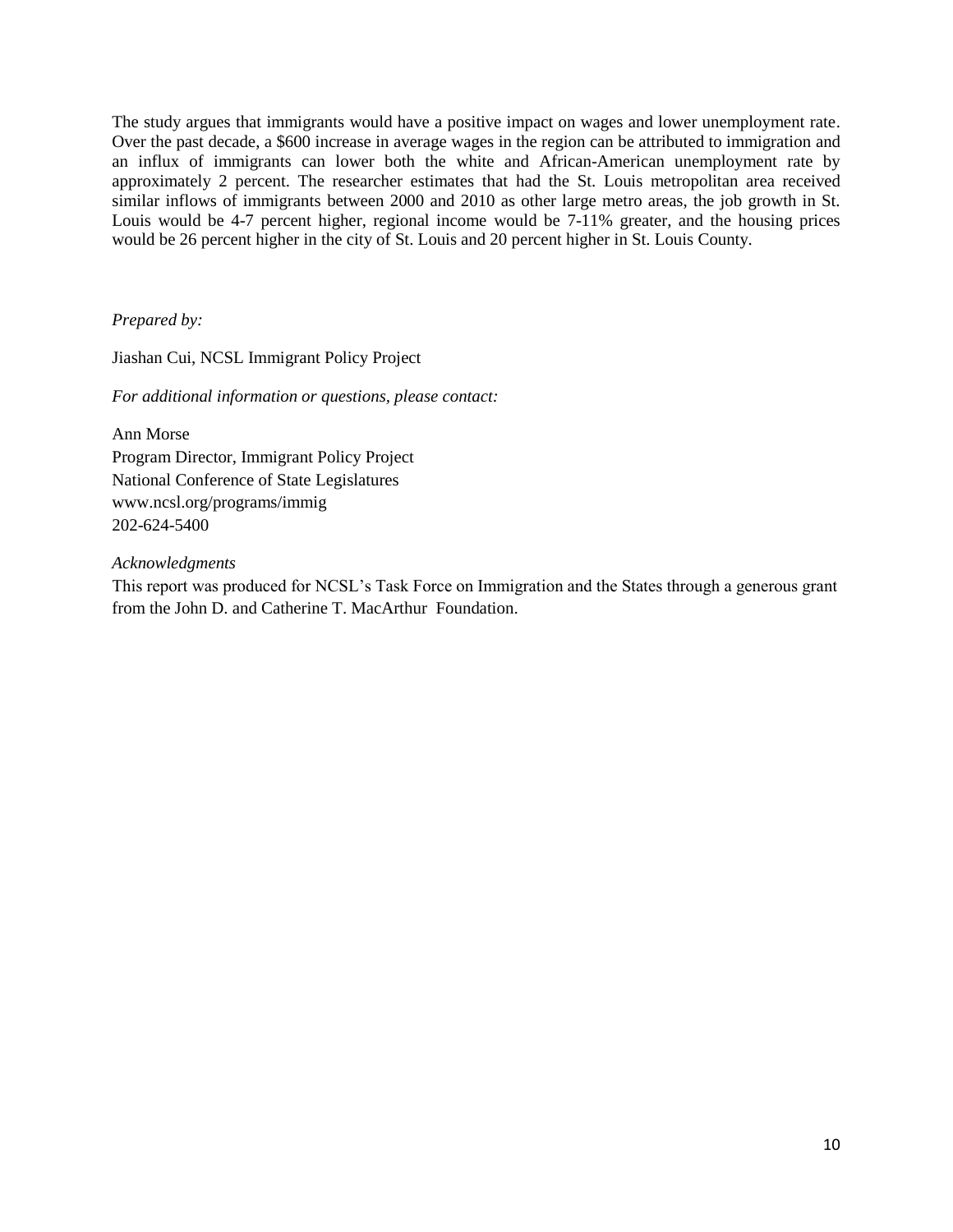The study argues that immigrants would have a positive impact on wages and lower unemployment rate. Over the past decade, a $600 increase in average wages in the region can be attributed to immigration and an influx of immigrants can lower both the white and African-American unemployment rate by approximately 2 percent. The researcher estimates that had the St. Louis metropolitan area received similar inflows of immigrants between 2000 and 2010 as other large metro areas, the job growth in St. Louis would be 4-7 percent higher, regional income would be 7-11% greater, and the housing prices would be 26 percent higher in the city of St. Louis and 20 percent higher in St. Louis County.

*Prepared by:*

Jiashan Cui, NCSL Immigrant Policy Project

*For additional information or questions, please contact:*

Ann Morse
Program Director, Immigrant Policy Project
National Conference of State Legislatures
www.ncsl.org/programs/immig
202-624-5400

*Acknowledgments*

This report was produced for NCSL's Task Force on Immigration and the States through a generous grant from the John D. and Catherine T. MacArthur Foundation.